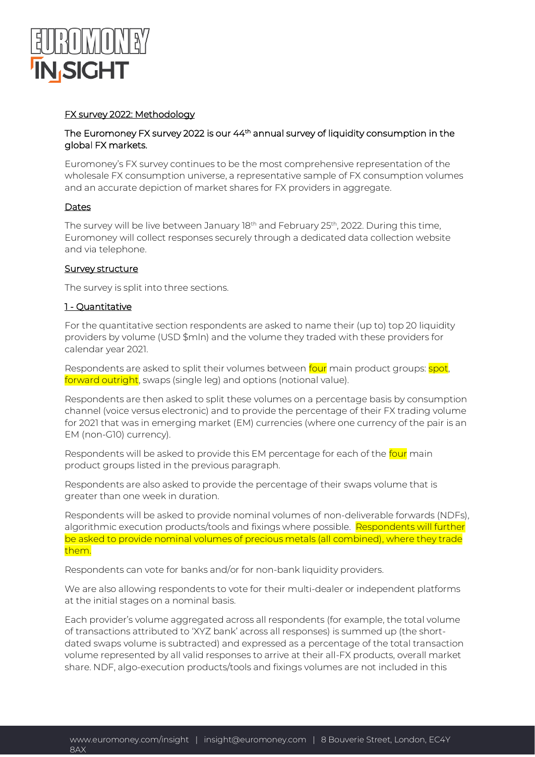## FX survey 2022: Methodology

### The Euromoney FX survey 2022 is our 44th annual survey of liquidity consumption in the global FX markets.

Euromoney's FX survey continues to be the most comprehensive representation of the wholesale FX consumption universe, a representative sample of FX consumption volumes and an accurate depiction of market shares for FX providers in aggregate.

### Dates

The survey will be live between January 18th and February 25th, 2022. During this time, Euromoney will collect responses securely through a dedicated data collection website and via telephone.

### Survey structure

The survey is split into three sections.

### 1 - Quantitative

For the quantitative section respondents are asked to name their (up to) top 20 liquidity providers by volume (USD $mln) and the volume they traded with these providers for calendar year 2021.

Respondents are asked to split their volumes between four main product groups: spot, forward outright, swaps (single leg) and options (notional value).

Respondents are then asked to split these volumes on a percentage basis by consumption channel (voice versus electronic) and to provide the percentage of their FX trading volume for 2021 that was in emerging market (EM) currencies (where one currency of the pair is an EM (non-G10) currency).

Respondents will be asked to provide this EM percentage for each of the four main product groups listed in the previous paragraph.

Respondents are also asked to provide the percentage of their swaps volume that is greater than one week in duration.

Respondents will be asked to provide nominal volumes of non-deliverable forwards (NDFs), algorithmic execution products/tools and fixings where possible. Respondents will further be asked to provide nominal volumes of precious metals (all combined), where they trade them.

Respondents can vote for banks and/or for non-bank liquidity providers.

We are also allowing respondents to vote for their multi-dealer or independent platforms at the initial stages on a nominal basis.

Each provider's volume aggregated across all respondents (for example, the total volume of transactions attributed to 'XYZ bank' across all responses) is summed up (the short-dated swaps volume is subtracted) and expressed as a percentage of the total transaction volume represented by all valid responses to arrive at their all-FX products, overall market share. NDF, algo-execution products/tools and fixings volumes are not included in this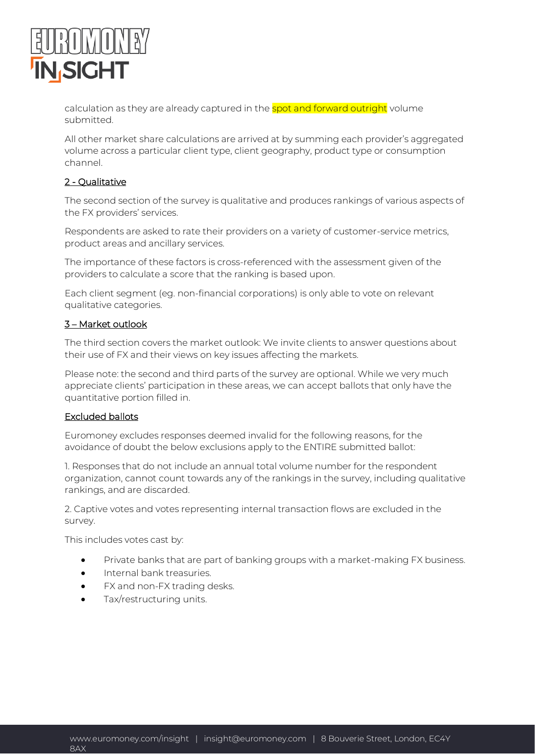calculation as they are already captured in the spot and forward outright volume submitted.

All other market share calculations are arrived at by summing each provider's aggregated volume across a particular client type, client geography, product type or consumption channel.

### 2 - Qualitative

The second section of the survey is qualitative and produces rankings of various aspects of the FX providers' services.

Respondents are asked to rate their providers on a variety of customer-service metrics, product areas and ancillary services.

The importance of these factors is cross-referenced with the assessment given of the providers to calculate a score that the ranking is based upon.

Each client segment (eg. non-financial corporations) is only able to vote on relevant qualitative categories.

### 3 – Market outlook

The third section covers the market outlook: We invite clients to answer questions about their use of FX and their views on key issues affecting the markets.

Please note: the second and third parts of the survey are optional. While we very much appreciate clients' participation in these areas, we can accept ballots that only have the quantitative portion filled in.

### Excluded ballots

Euromoney excludes responses deemed invalid for the following reasons, for the avoidance of doubt the below exclusions apply to the ENTIRE submitted ballot:

1. Responses that do not include an annual total volume number for the respondent organization, cannot count towards any of the rankings in the survey, including qualitative rankings, and are discarded.

2. Captive votes and votes representing internal transaction flows are excluded in the survey.

This includes votes cast by:

- Private banks that are part of banking groups with a market-making FX business.
- Internal bank treasuries.
- FX and non-FX trading desks.
- Tax/restructuring units.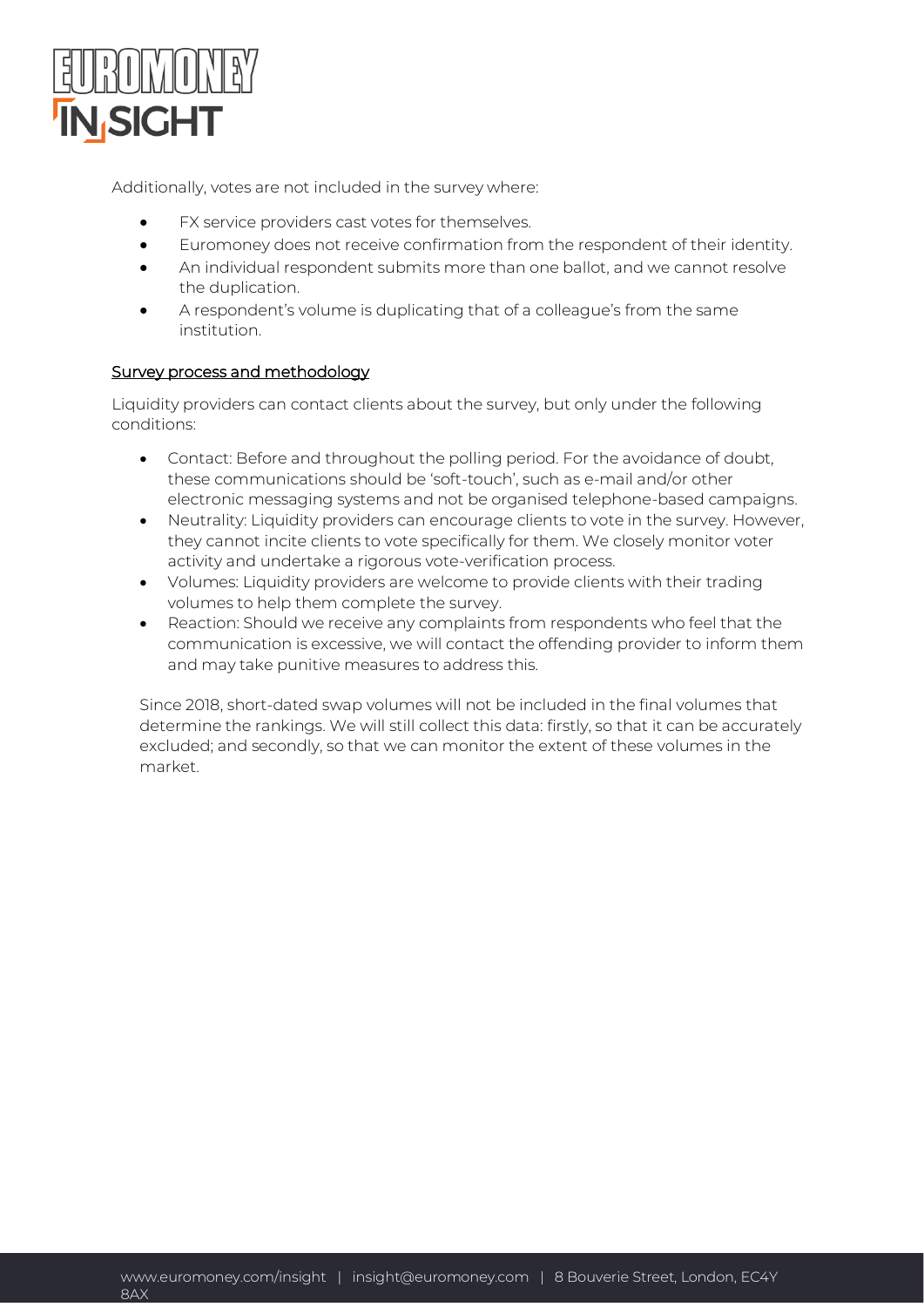Additionally, votes are not included in the survey where:

- FX service providers cast votes for themselves.
- Euromoney does not receive confirmation from the respondent of their identity.
- An individual respondent submits more than one ballot, and we cannot resolve the duplication.
- A respondent's volume is duplicating that of a colleague's from the same institution.

## Survey process and methodology

Liquidity providers can contact clients about the survey, but only under the following conditions:

- Contact: Before and throughout the polling period. For the avoidance of doubt, these communications should be 'soft-touch', such as e-mail and/or other electronic messaging systems and not be organised telephone-based campaigns.
- Neutrality: Liquidity providers can encourage clients to vote in the survey. However, they cannot incite clients to vote specifically for them. We closely monitor voter activity and undertake a rigorous vote-verification process.
- Volumes: Liquidity providers are welcome to provide clients with their trading volumes to help them complete the survey.
- Reaction: Should we receive any complaints from respondents who feel that the communication is excessive, we will contact the offending provider to inform them and may take punitive measures to address this.

Since 2018, short-dated swap volumes will not be included in the final volumes that determine the rankings. We will still collect this data: firstly, so that it can be accurately excluded; and secondly, so that we can monitor the extent of these volumes in the market.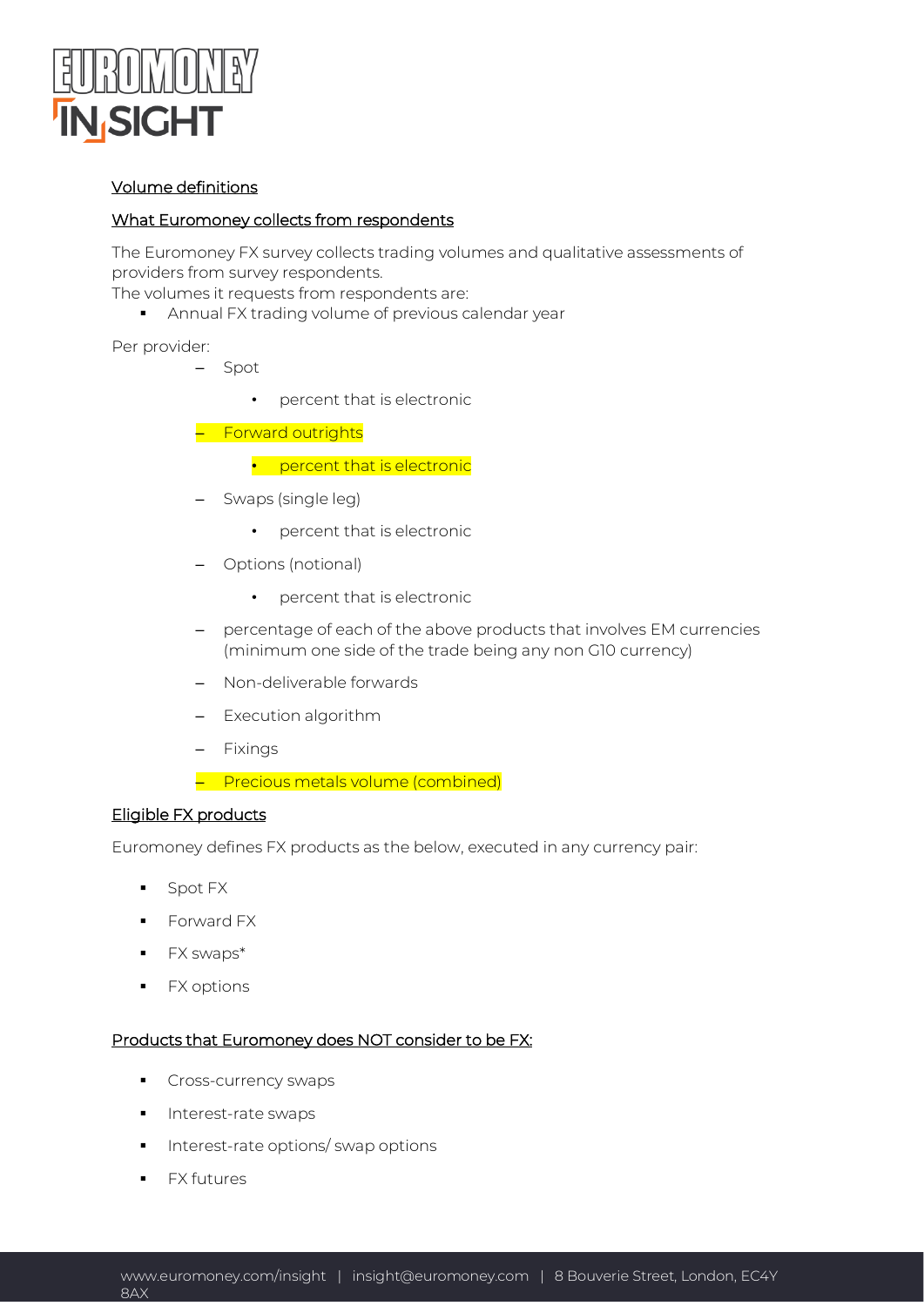Volume definitions

What Euromoney collects from respondents

The Euromoney FX survey collects trading volumes and qualitative assessments of providers from survey respondents.
The volumes it requests from respondents are:

- Annual FX trading volume of previous calendar year

Per provider:

- Spot
  - percent that is electronic
- Forward outrights
  - percent that is electronic
- Swaps (single leg)
  - percent that is electronic
- Options (notional)
  - percent that is electronic
- percentage of each of the above products that involves EM currencies (minimum one side of the trade being any non G10 currency)
- Non-deliverable forwards
- Execution algorithm
- Fixings
- Precious metals volume (combined)

Eligible FX products

Euromoney defines FX products as the below, executed in any currency pair:

- Spot FX
- Forward FX
- FX swaps*
- FX options

Products that Euromoney does NOT consider to be FX:

- Cross-currency swaps
- Interest-rate swaps
- Interest-rate options/ swap options
- FX futures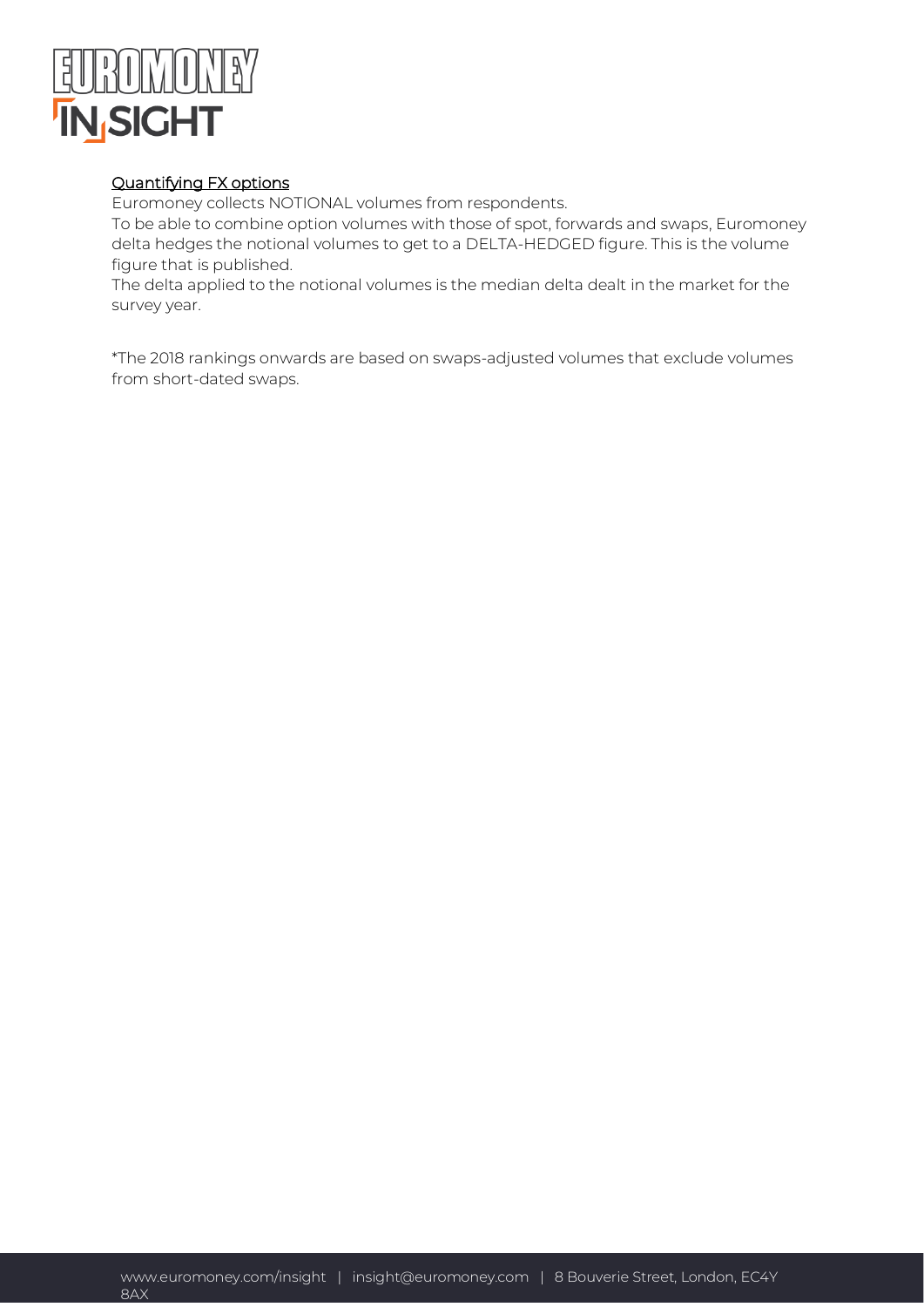Quantifying FX options

Euromoney collects NOTIONAL volumes from respondents.

To be able to combine option volumes with those of spot, forwards and swaps, Euromoney delta hedges the notional volumes to get to a DELTA-HEDGED figure. This is the volume figure that is published.

The delta applied to the notional volumes is the median delta dealt in the market for the survey year.

*The 2018 rankings onwards are based on swaps-adjusted volumes that exclude volumes from short-dated swaps.